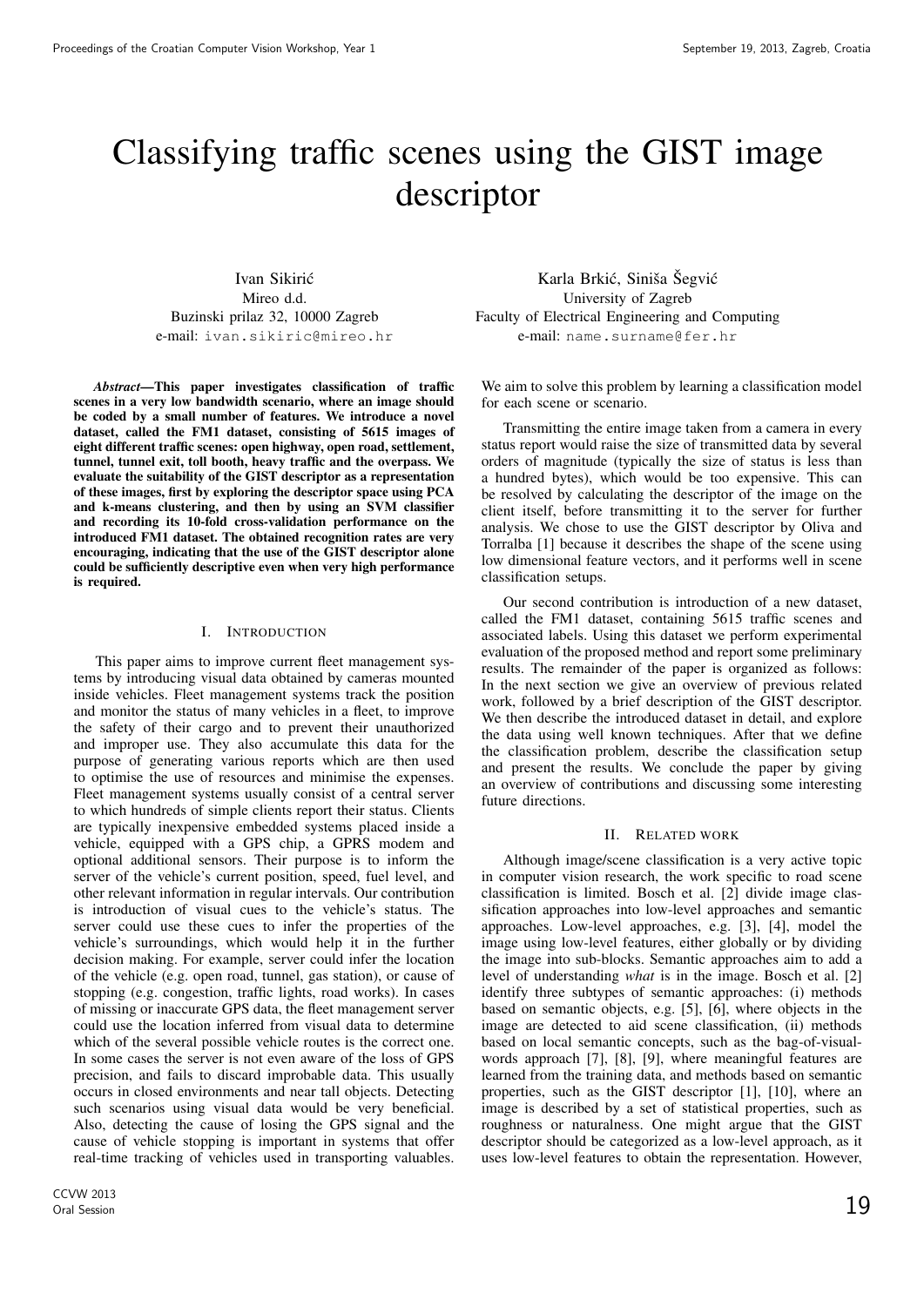# Classifying traffic scenes using the GIST image descriptor

Ivan Sikirić
Mireo d.d.
Buzinski prilaz 32, 10000 Zagreb
e-mail: ivan.sikiric@mireo.hr

Karla Brkić, Siniša Šegvić
University of Zagreb
Faculty of Electrical Engineering and Computing
e-mail: name.surname@fer.hr

***Abstract*—This paper investigates classification of traffic scenes in a very low bandwidth scenario, where an image should be coded by a small number of features. We introduce a novel dataset, called the FM1 dataset, consisting of 5615 images of eight different traffic scenes: open highway, open road, settlement, tunnel, tunnel exit, toll booth, heavy traffic and the overpass. We evaluate the suitability of the GIST descriptor as a representation of these images, first by exploring the descriptor space using PCA and k-means clustering, and then by using an SVM classifier and recording its 10-fold cross-validation performance on the introduced FM1 dataset. The obtained recognition rates are very encouraging, indicating that the use of the GIST descriptor alone could be sufficiently descriptive even when very high performance is required.**

## I. Introduction

This paper aims to improve current fleet management systems by introducing visual data obtained by cameras mounted inside vehicles. Fleet management systems track the position and monitor the status of many vehicles in a fleet, to improve the safety of their cargo and to prevent their unauthorized and improper use. They also accumulate this data for the purpose of generating various reports which are then used to optimise the use of resources and minimise the expenses. Fleet management systems usually consist of a central server to which hundreds of simple clients report their status. Clients are typically inexpensive embedded systems placed inside a vehicle, equipped with a GPS chip, a GPRS modem and optional additional sensors. Their purpose is to inform the server of the vehicle's current position, speed, fuel level, and other relevant information in regular intervals. Our contribution is introduction of visual cues to the vehicle's status. The server could use these cues to infer the properties of the vehicle's surroundings, which would help it in the further decision making. For example, server could infer the location of the vehicle (e.g. open road, tunnel, gas station), or cause of stopping (e.g. congestion, traffic lights, road works). In cases of missing or inaccurate GPS data, the fleet management server could use the location inferred from visual data to determine which of the several possible vehicle routes is the correct one. In some cases the server is not even aware of the loss of GPS precision, and fails to discard improbable data. This usually occurs in closed environments and near tall objects. Detecting such scenarios using visual data would be very beneficial. Also, detecting the cause of losing the GPS signal and the cause of vehicle stopping is important in systems that offer real-time tracking of vehicles used in transporting valuables. We aim to solve this problem by learning a classification model for each scene or scenario.

Transmitting the entire image taken from a camera in every status report would raise the size of transmitted data by several orders of magnitude (typically the size of status is less than a hundred bytes), which would be too expensive. This can be resolved by calculating the descriptor of the image on the client itself, before transmitting it to the server for further analysis. We chose to use the GIST descriptor by Oliva and Torralba [1] because it describes the shape of the scene using low dimensional feature vectors, and it performs well in scene classification setups.

Our second contribution is introduction of a new dataset, called the FM1 dataset, containing 5615 traffic scenes and associated labels. Using this dataset we perform experimental evaluation of the proposed method and report some preliminary results. The remainder of the paper is organized as follows: In the next section we give an overview of previous related work, followed by a brief description of the GIST descriptor. We then describe the introduced dataset in detail, and explore the data using well known techniques. After that we define the classification problem, describe the classification setup and present the results. We conclude the paper by giving an overview of contributions and discussing some interesting future directions.

## II. Related work

Although image/scene classification is a very active topic in computer vision research, the work specific to road scene classification is limited. Bosch et al. [2] divide image classification approaches into low-level approaches and semantic approaches. Low-level approaches, e.g. [3], [4], model the image using low-level features, either globally or by dividing the image into sub-blocks. Semantic approaches aim to add a level of understanding *what* is in the image. Bosch et al. [2] identify three subtypes of semantic approaches: (i) methods based on semantic objects, e.g. [5], [6], where objects in the image are detected to aid scene classification, (ii) methods based on local semantic concepts, such as the bag-of-visual-words approach [7], [8], [9], where meaningful features are learned from the training data, and methods based on semantic properties, such as the GIST descriptor [1], [10], where an image is described by a set of statistical properties, such as roughness or naturalness. One might argue that the GIST descriptor should be categorized as a low-level approach, as it uses low-level features to obtain the representation. However,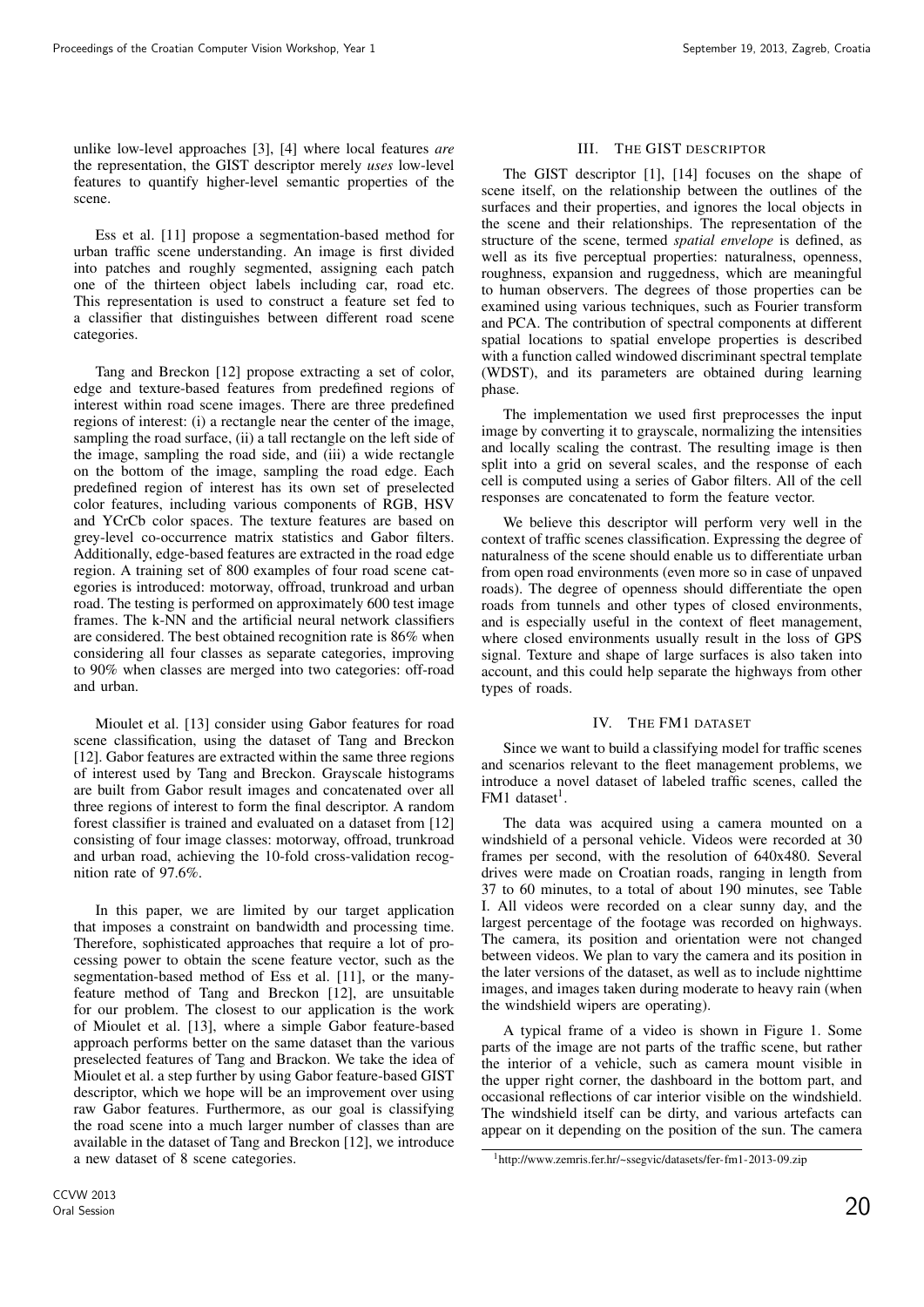unlike low-level approaches [3], [4] where local features *are* the representation, the GIST descriptor merely *uses* low-level features to quantify higher-level semantic properties of the scene.

Ess et al. [11] propose a segmentation-based method for urban traffic scene understanding. An image is first divided into patches and roughly segmented, assigning each patch one of the thirteen object labels including car, road etc. This representation is used to construct a feature set fed to a classifier that distinguishes between different road scene categories.

Tang and Breckon [12] propose extracting a set of color, edge and texture-based features from predefined regions of interest within road scene images. There are three predefined regions of interest: (i) a rectangle near the center of the image, sampling the road surface, (ii) a tall rectangle on the left side of the image, sampling the road side, and (iii) a wide rectangle on the bottom of the image, sampling the road edge. Each predefined region of interest has its own set of preselected color features, including various components of RGB, HSV and YCrCb color spaces. The texture features are based on grey-level co-occurrence matrix statistics and Gabor filters. Additionally, edge-based features are extracted in the road edge region. A training set of 800 examples of four road scene categories is introduced: motorway, offroad, trunkroad and urban road. The testing is performed on approximately 600 test image frames. The k-NN and the artificial neural network classifiers are considered. The best obtained recognition rate is 86% when considering all four classes as separate categories, improving to 90% when classes are merged into two categories: off-road and urban.

Mioulet et al. [13] consider using Gabor features for road scene classification, using the dataset of Tang and Breckon [12]. Gabor features are extracted within the same three regions of interest used by Tang and Breckon. Grayscale histograms are built from Gabor result images and concatenated over all three regions of interest to form the final descriptor. A random forest classifier is trained and evaluated on a dataset from [12] consisting of four image classes: motorway, offroad, trunkroad and urban road, achieving the 10-fold cross-validation recognition rate of 97.6%.

In this paper, we are limited by our target application that imposes a constraint on bandwidth and processing time. Therefore, sophisticated approaches that require a lot of processing power to obtain the scene feature vector, such as the segmentation-based method of Ess et al. [11], or the many-feature method of Tang and Breckon [12], are unsuitable for our problem. The closest to our application is the work of Mioulet et al. [13], where a simple Gabor feature-based approach performs better on the same dataset than the various preselected features of Tang and Brackon. We take the idea of Mioulet et al. a step further by using Gabor feature-based GIST descriptor, which we hope will be an improvement over using raw Gabor features. Furthermore, as our goal is classifying the road scene into a much larger number of classes than are available in the dataset of Tang and Breckon [12], we introduce a new dataset of 8 scene categories.

## III. The GIST descriptor

The GIST descriptor [1], [14] focuses on the shape of scene itself, on the relationship between the outlines of the surfaces and their properties, and ignores the local objects in the scene and their relationships. The representation of the structure of the scene, termed *spatial envelope* is defined, as well as its five perceptual properties: naturalness, openness, roughness, expansion and ruggedness, which are meaningful to human observers. The degrees of those properties can be examined using various techniques, such as Fourier transform and PCA. The contribution of spectral components at different spatial locations to spatial envelope properties is described with a function called windowed discriminant spectral template (WDST), and its parameters are obtained during learning phase.

The implementation we used first preprocesses the input image by converting it to grayscale, normalizing the intensities and locally scaling the contrast. The resulting image is then split into a grid on several scales, and the response of each cell is computed using a series of Gabor filters. All of the cell responses are concatenated to form the feature vector.

We believe this descriptor will perform very well in the context of traffic scenes classification. Expressing the degree of naturalness of the scene should enable us to differentiate urban from open road environments (even more so in case of unpaved roads). The degree of openness should differentiate the open roads from tunnels and other types of closed environments, and is especially useful in the context of fleet management, where closed environments usually result in the loss of GPS signal. Texture and shape of large surfaces is also taken into account, and this could help separate the highways from other types of roads.

## IV. The FM1 dataset

Since we want to build a classifying model for traffic scenes and scenarios relevant to the fleet management problems, we introduce a novel dataset of labeled traffic scenes, called the FM1 dataset[1].

The data was acquired using a camera mounted on a windshield of a personal vehicle. Videos were recorded at 30 frames per second, with the resolution of 640x480. Several drives were made on Croatian roads, ranging in length from 37 to 60 minutes, to a total of about 190 minutes, see Table I. All videos were recorded on a clear sunny day, and the largest percentage of the footage was recorded on highways. The camera, its position and orientation were not changed between videos. We plan to vary the camera and its position in the later versions of the dataset, as well as to include nighttime images, and images taken during moderate to heavy rain (when the windshield wipers are operating).

A typical frame of a video is shown in Figure 1. Some parts of the image are not parts of the traffic scene, but rather the interior of a vehicle, such as camera mount visible in the upper right corner, the dashboard in the bottom part, and occasional reflections of car interior visible on the windshield. The windshield itself can be dirty, and various artefacts can appear on it depending on the position of the sun. The camera

[1] http://www.zemris.fer.hr/~ssegvic/datasets/fer-fm1-2013-09.zip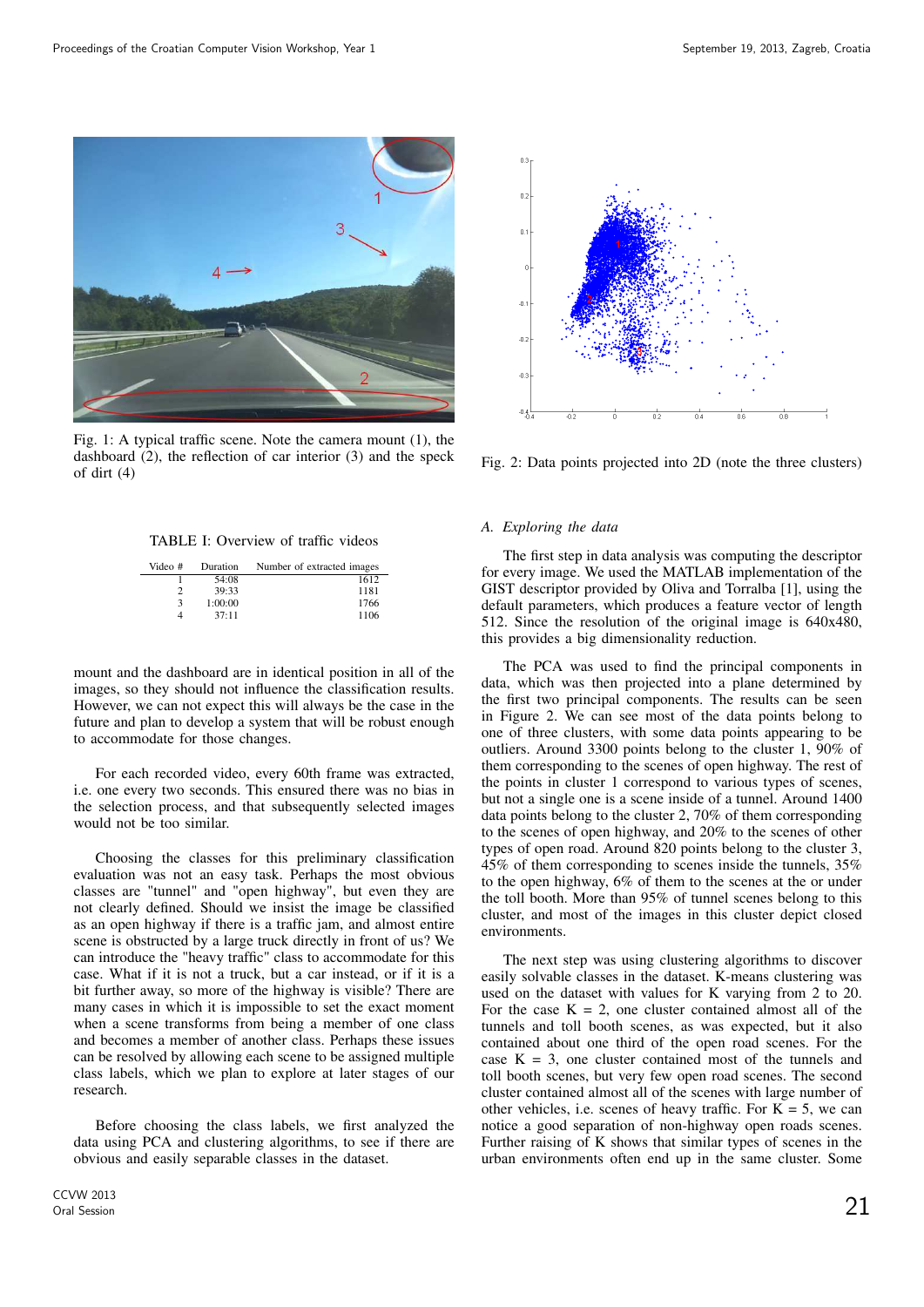Fig. 1: A typical traffic scene. Note the camera mount (1), the dashboard (2), the reflection of car interior (3) and the speck of dirt (4)

Fig. 2: Data points projected into 2D (note the three clusters)

TABLE I: Overview of traffic videos

| Video # | Duration | Number of extracted images |
|---|---|---|
| 1 | 54:08 | 1612 |
| 2 | 39:33 | 1181 |
| 3 | 1:00:00 | 1766 |
| 4 | 37:11 | 1106 |

mount and the dashboard are in identical position in all of the images, so they should not influence the classification results. However, we can not expect this will always be the case in the future and plan to develop a system that will be robust enough to accommodate for those changes.

For each recorded video, every 60th frame was extracted, i.e. one every two seconds. This ensured there was no bias in the selection process, and that subsequently selected images would not be too similar.

Choosing the classes for this preliminary classification evaluation was not an easy task. Perhaps the most obvious classes are "tunnel" and "open highway", but even they are not clearly defined. Should we insist the image be classified as an open highway if there is a traffic jam, and almost entire scene is obstructed by a large truck directly in front of us? We can introduce the "heavy traffic" class to accommodate for this case. What if it is not a truck, but a car instead, or if it is a bit further away, so more of the highway is visible? There are many cases in which it is impossible to set the exact moment when a scene transforms from being a member of one class and becomes a member of another class. Perhaps these issues can be resolved by allowing each scene to be assigned multiple class labels, which we plan to explore at later stages of our research.

Before choosing the class labels, we first analyzed the data using PCA and clustering algorithms, to see if there are obvious and easily separable classes in the dataset.

### A. Exploring the data

The first step in data analysis was computing the descriptor for every image. We used the MATLAB implementation of the GIST descriptor provided by Oliva and Torralba [1], using the default parameters, which produces a feature vector of length 512. Since the resolution of the original image is 640x480, this provides a big dimensionality reduction.

The PCA was used to find the principal components in data, which was then projected into a plane determined by the first two principal components. The results can be seen in Figure 2. We can see most of the data points belong to one of three clusters, with some data points appearing to be outliers. Around 3300 points belong to the cluster 1, 90% of them corresponding to the scenes of open highway. The rest of the points in cluster 1 correspond to various types of scenes, but not a single one is a scene inside of a tunnel. Around 1400 data points belong to the cluster 2, 70% of them corresponding to the scenes of open highway, and 20% to the scenes of other types of open road. Around 820 points belong to the cluster 3, 45% of them corresponding to scenes inside the tunnels, 35% to the open highway, 6% of them to the scenes at the or under the toll booth. More than 95% of tunnel scenes belong to this cluster, and most of the images in this cluster depict closed environments.

The next step was using clustering algorithms to discover easily solvable classes in the dataset. K-means clustering was used on the dataset with values for K varying from 2 to 20. For the case $K = 2$, one cluster contained almost all of the tunnels and toll booth scenes, as was expected, but it also contained about one third of the open road scenes. For the case $K = 3$, one cluster contained most of the tunnels and toll booth scenes, but very few open road scenes. The second cluster contained almost all of the scenes with large number of other vehicles, i.e. scenes of heavy traffic. For $K = 5$, we can notice a good separation of non-highway open roads scenes. Further raising of K shows that similar types of scenes in the urban environments often end up in the same cluster. Some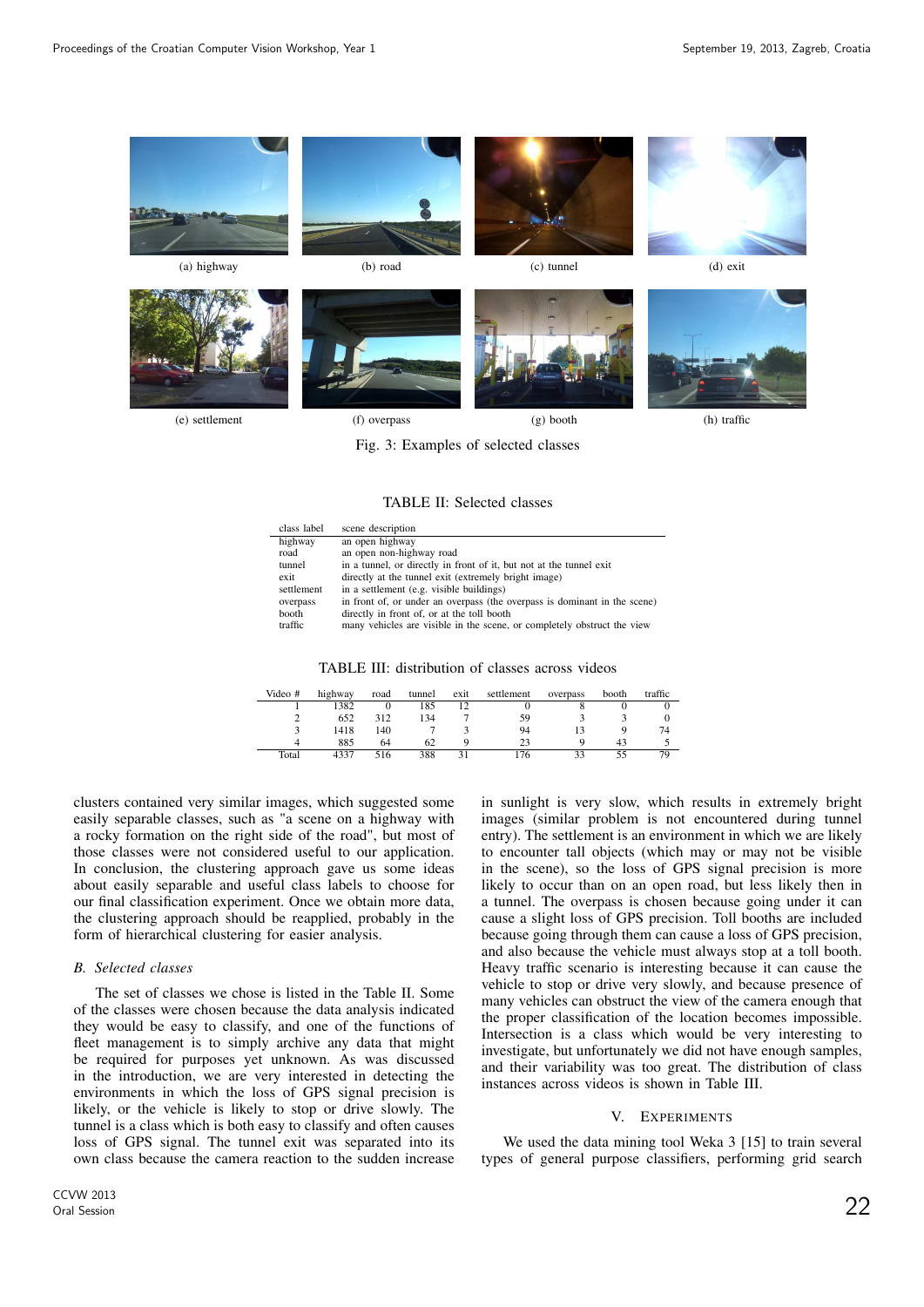(a) highway (b) road (c) tunnel (d) exit

(e) settlement (f) overpass (g) booth (h) traffic

Fig. 3: Examples of selected classes

TABLE II: Selected classes

| class label | scene description |
|---|---|
| highway | an open highway |
| road | an open non-highway road |
| tunnel | in a tunnel, or directly in front of it, but not at the tunnel exit |
| exit | directly at the tunnel exit (extremely bright image) |
| settlement | in a settlement (e.g. visible buildings) |
| overpass | in front of, or under an overpass (the overpass is dominant in the scene) |
| booth | directly in front of, or at the toll booth |
| traffic | many vehicles are visible in the scene, or completely obstruct the view |

TABLE III: distribution of classes across videos

| Video # | highway | road | tunnel | exit | settlement | overpass | booth | traffic |
|---|---|---|---|---|---|---|---|---|
| 1 | 1382 | 0 | 185 | 12 | 0 | 8 | 0 | 0 |
| 2 | 652 | 312 | 134 | 7 | 59 | 3 | 3 | 0 |
| 3 | 1418 | 140 | 7 | 3 | 94 | 13 | 9 | 74 |
| 4 | 885 | 64 | 62 | 9 | 23 | 9 | 43 | 5 |
| Total | 4337 | 516 | 388 | 31 | 176 | 33 | 55 | 79 |

clusters contained very similar images, which suggested some easily separable classes, such as "a scene on a highway with a rocky formation on the right side of the road", but most of those classes were not considered useful to our application. In conclusion, the clustering approach gave us some ideas about easily separable and useful class labels to choose for our final classification experiment. Once we obtain more data, the clustering approach should be reapplied, probably in the form of hierarchical clustering for easier analysis.

### B. Selected classes

The set of classes we chose is listed in the Table II. Some of the classes were chosen because the data analysis indicated they would be easy to classify, and one of the functions of fleet management is to simply archive any data that might be required for purposes yet unknown. As was discussed in the introduction, we are very interested in detecting the environments in which the loss of GPS signal precision is likely, or the vehicle is likely to stop or drive slowly. The tunnel is a class which is both easy to classify and often causes loss of GPS signal. The tunnel exit was separated into its own class because the camera reaction to the sudden increase in sunlight is very slow, which results in extremely bright images (similar problem is not encountered during tunnel entry). The settlement is an environment in which we are likely to encounter tall objects (which may or may not be visible in the scene), so the loss of GPS signal precision is more likely to occur than on an open road, but less likely then in a tunnel. The overpass is chosen because going under it can cause a slight loss of GPS precision. Toll booths are included because going through them can cause a loss of GPS precision, and also because the vehicle must always stop at a toll booth. Heavy traffic scenario is interesting because it can cause the vehicle to stop or drive very slowly, and because presence of many vehicles can obstruct the view of the camera enough that the proper classification of the location becomes impossible. Intersection is a class which would be very interesting to investigate, but unfortunately we did not have enough samples, and their variability was too great. The distribution of class instances across videos is shown in Table III.

## V. Experiments

We used the data mining tool Weka 3 [15] to train several types of general purpose classifiers, performing grid search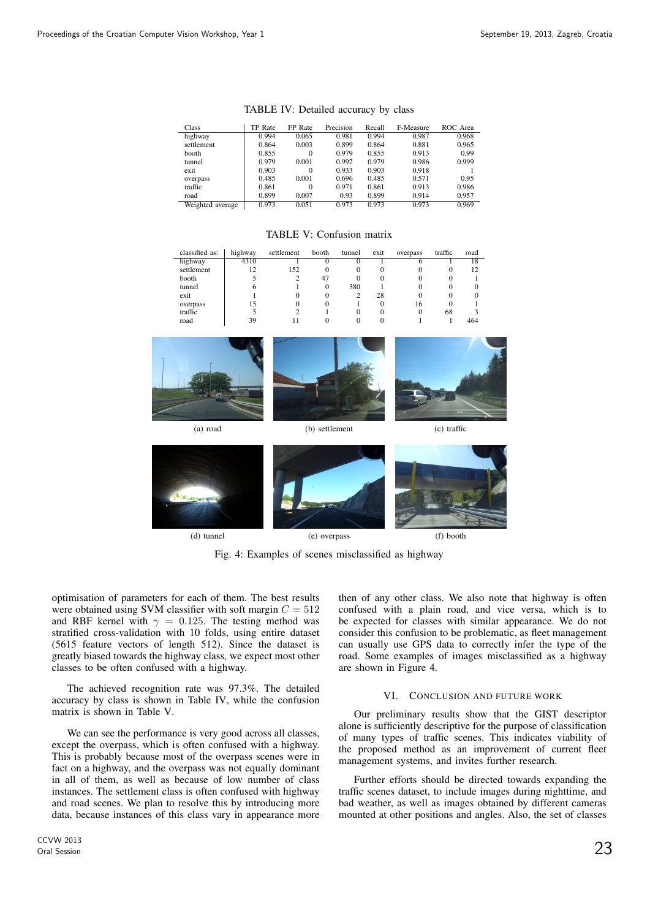TABLE IV: Detailed accuracy by class

| Class | TP Rate | FP Rate | Precision | Recall | F-Measure | ROC Area |
|---|---|---|---|---|---|---|
| highway | 0.994 | 0.065 | 0.981 | 0.994 | 0.987 | 0.968 |
| settlement | 0.864 | 0.003 | 0.899 | 0.864 | 0.881 | 0.965 |
| booth | 0.855 | 0 | 0.979 | 0.855 | 0.913 | 0.99 |
| tunnel | 0.979 | 0.001 | 0.992 | 0.979 | 0.986 | 0.999 |
| exit | 0.903 | 0 | 0.933 | 0.903 | 0.918 | 1 |
| overpass | 0.485 | 0.001 | 0.696 | 0.485 | 0.571 | 0.95 |
| traffic | 0.861 | 0 | 0.971 | 0.861 | 0.913 | 0.986 |
| road | 0.899 | 0.007 | 0.93 | 0.899 | 0.914 | 0.957 |
| Weighted average | 0.973 | 0.051 | 0.973 | 0.973 | 0.973 | 0.969 |

TABLE V: Confusion matrix

| classified as: | highway | settlement | booth | tunnel | exit | overpass | traffic | road |
|---|---|---|---|---|---|---|---|---|
| highway | 4310 | 1 | 0 | 0 | 1 | 6 | 1 | 18 |
| settlement | 12 | 152 | 0 | 0 | 0 | 0 | 0 | 12 |
| booth | 5 | 2 | 47 | 0 | 0 | 0 | 0 | 1 |
| tunnel | 6 | 1 | 0 | 380 | 1 | 0 | 0 | 0 |
| exit | 1 | 0 | 0 | 2 | 28 | 0 | 0 | 0 |
| overpass | 15 | 0 | 0 | 1 | 0 | 16 | 0 | 1 |
| traffic | 5 | 2 | 1 | 0 | 0 | 0 | 68 | 3 |
| road | 39 | 11 | 0 | 0 | 0 | 1 | 1 | 464 |

(a) road (b) settlement (c) traffic

(d) tunnel (e) overpass (f) booth

Fig. 4: Examples of scenes misclassified as highway

optimisation of parameters for each of them. The best results were obtained using SVM classifier with soft margin $C = 512$ and RBF kernel with $\gamma = 0.125$. The testing method was stratified cross-validation with 10 folds, using entire dataset (5615 feature vectors of length 512). Since the dataset is greatly biased towards the highway class, we expect most other classes to be often confused with a highway.

The achieved recognition rate was 97.3%. The detailed accuracy by class is shown in Table IV, while the confusion matrix is shown in Table V.

We can see the performance is very good across all classes, except the overpass, which is often confused with a highway. This is probably because most of the overpass scenes were in fact on a highway, and the overpass was not equally dominant in all of them, as well as because of low number of class instances. The settlement class is often confused with highway and road scenes. We plan to resolve this by introducing more data, because instances of this class vary in appearance more then of any other class. We also note that highway is often confused with a plain road, and vice versa, which is to be expected for classes with similar appearance. We do not consider this confusion to be problematic, as fleet management can usually use GPS data to correctly infer the type of the road. Some examples of images misclassified as a highway are shown in Figure 4.

## VI. Conclusion and Future Work

Our preliminary results show that the GIST descriptor alone is sufficiently descriptive for the purpose of classification of many types of traffic scenes. This indicates viability of the proposed method as an improvement of current fleet management systems, and invites further research.

Further efforts should be directed towards expanding the traffic scenes dataset, to include images during nighttime, and bad weather, as well as images obtained by different cameras mounted at other positions and angles. Also, the set of classes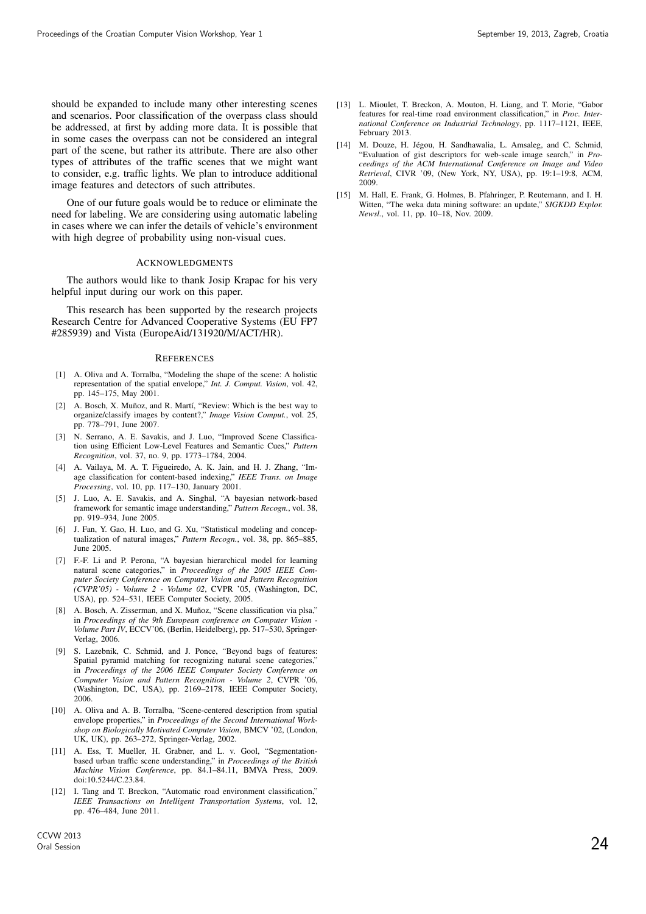should be expanded to include many other interesting scenes and scenarios. Poor classification of the overpass class should be addressed, at first by adding more data. It is possible that in some cases the overpass can not be considered an integral part of the scene, but rather its attribute. There are also other types of attributes of the traffic scenes that we might want to consider, e.g. traffic lights. We plan to introduce additional image features and detectors of such attributes.

One of our future goals would be to reduce or eliminate the need for labeling. We are considering using automatic labeling in cases where we can infer the details of vehicle's environment with high degree of probability using non-visual cues.

## ACKNOWLEDGMENTS

The authors would like to thank Josip Krapac for his very helpful input during our work on this paper.

This research has been supported by the research projects Research Centre for Advanced Cooperative Systems (EU FP7 #285939) and Vista (EuropeAid/131920/M/ACT/HR).

## REFERENCES

[1] A. Oliva and A. Torralba, "Modeling the shape of the scene: A holistic representation of the spatial envelope," *Int. J. Comput. Vision*, vol. 42, pp. 145–175, May 2001.

[2] A. Bosch, X. Muñoz, and R. Martí, "Review: Which is the best way to organize/classify images by content?," *Image Vision Comput.*, vol. 25, pp. 778–791, June 2007.

[3] N. Serrano, A. E. Savakis, and J. Luo, "Improved Scene Classification using Efficient Low-Level Features and Semantic Cues," *Pattern Recognition*, vol. 37, no. 9, pp. 1773–1784, 2004.

[4] A. Vailaya, M. A. T. Figueiredo, A. K. Jain, and H. J. Zhang, "Image classification for content-based indexing," *IEEE Trans. on Image Processing*, vol. 10, pp. 117–130, January 2001.

[5] J. Luo, A. E. Savakis, and A. Singhal, "A bayesian network-based framework for semantic image understanding," *Pattern Recogn.*, vol. 38, pp. 919–934, June 2005.

[6] J. Fan, Y. Gao, H. Luo, and G. Xu, "Statistical modeling and conceptualization of natural images," *Pattern Recogn.*, vol. 38, pp. 865–885, June 2005.

[7] F.-F. Li and P. Perona, "A bayesian hierarchical model for learning natural scene categories," in *Proceedings of the 2005 IEEE Computer Society Conference on Computer Vision and Pattern Recognition (CVPR'05) - Volume 2 - Volume 02*, CVPR '05, (Washington, DC, USA), pp. 524–531, IEEE Computer Society, 2005.

[8] A. Bosch, A. Zisserman, and X. Muñoz, "Scene classification via plsa," in *Proceedings of the 9th European conference on Computer Vision - Volume Part IV*, ECCV'06, (Berlin, Heidelberg), pp. 517–530, Springer-Verlag, 2006.

[9] S. Lazebnik, C. Schmid, and J. Ponce, "Beyond bags of features: Spatial pyramid matching for recognizing natural scene categories," in *Proceedings of the 2006 IEEE Computer Society Conference on Computer Vision and Pattern Recognition - Volume 2*, CVPR '06, (Washington, DC, USA), pp. 2169–2178, IEEE Computer Society, 2006.

[10] A. Oliva and A. B. Torralba, "Scene-centered description from spatial envelope properties," in *Proceedings of the Second International Workshop on Biologically Motivated Computer Vision*, BMCV '02, (London, UK, UK), pp. 263–272, Springer-Verlag, 2002.

[11] A. Ess, T. Mueller, H. Grabner, and L. v. Gool, "Segmentation-based urban traffic scene understanding," in *Proceedings of the British Machine Vision Conference*, pp. 84.1–84.11, BMVA Press, 2009. doi:10.5244/C.23.84.

[12] I. Tang and T. Breckon, "Automatic road environment classification," *IEEE Transactions on Intelligent Transportation Systems*, vol. 12, pp. 476–484, June 2011.

[13] L. Mioulet, T. Breckon, A. Mouton, H. Liang, and T. Morie, "Gabor features for real-time road environment classification," in *Proc. International Conference on Industrial Technology*, pp. 1117–1121, IEEE, February 2013.

[14] M. Douze, H. Jégou, H. Sandhawalia, L. Amsaleg, and C. Schmid, "Evaluation of gist descriptors for web-scale image search," in *Proceedings of the ACM International Conference on Image and Video Retrieval*, CIVR '09, (New York, NY, USA), pp. 19:1–19:8, ACM, 2009.

[15] M. Hall, E. Frank, G. Holmes, B. Pfahringer, P. Reutemann, and I. H. Witten, "The weka data mining software: an update," *SIGKDD Explor. Newsl.*, vol. 11, pp. 10–18, Nov. 2009.